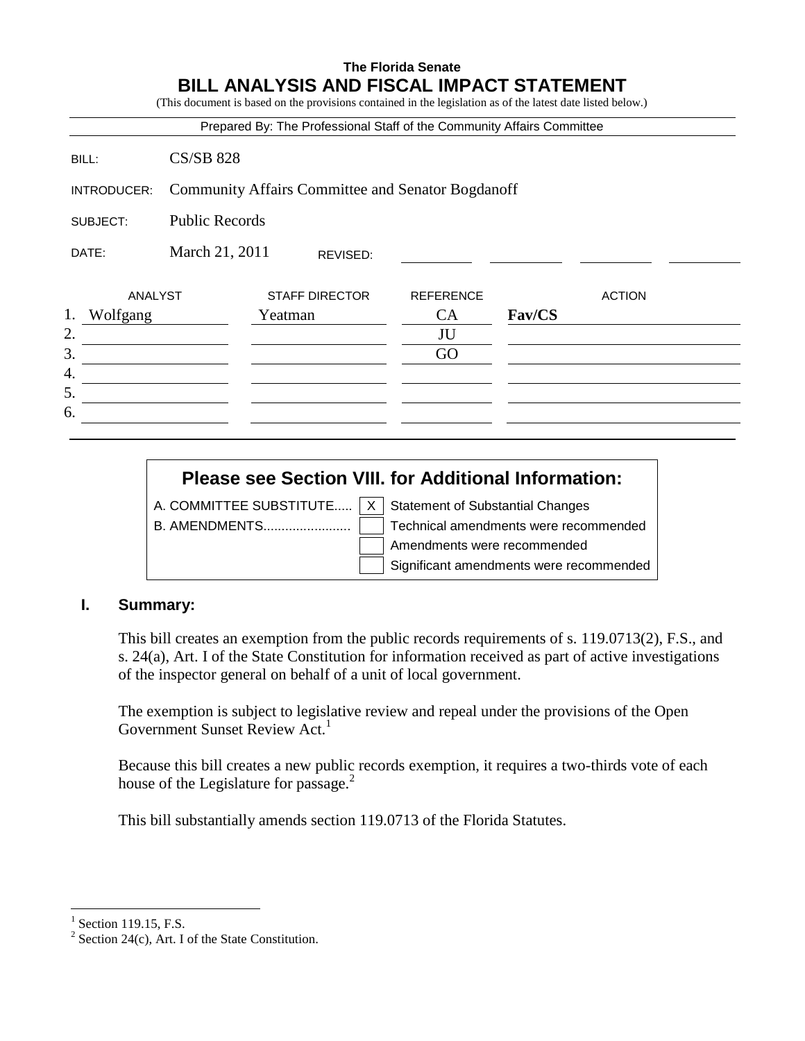**The Florida Senate**

# BILL ANALYSIS AND FISCAL IMPACT STATEMENT

(This document is based on the provisions contained in the legislation as of the latest date listed below.)

Prepared By: The Professional Staff of the Community Affairs Committee

| | |
|---|---|
| BILL: | CS/SB 828 |
| INTRODUCER: | Community Affairs Committee and Senator Bogdanoff |
| SUBJECT: | Public Records |
| DATE: | March 21, 2011 REVISED: |

| | ANALYST | STAFF DIRECTOR | REFERENCE | ACTION |
|---|---|---|---|---|
| 1. | Wolfgang | Yeatman | CA | **Fav/CS** |
| 2. | | | JU | |
| 3. | | | GO | |
| 4. | | | | |
| 5. | | | | |
| 6. | | | | |

**Please see Section VIII. for Additional Information:**

| | | |
|---|---|---|
| A. COMMITTEE SUBSTITUTE..... | X | Statement of Substantial Changes |
| B. AMENDMENTS........................ | | Technical amendments were recommended |
| | | Amendments were recommended |
| | | Significant amendments were recommended |

## I. Summary:

This bill creates an exemption from the public records requirements of s. 119.0713(2), F.S., and s. 24(a), Art. I of the State Constitution for information received as part of active investigations of the inspector general on behalf of a unit of local government.

The exemption is subject to legislative review and repeal under the provisions of the Open Government Sunset Review Act.[1]

Because this bill creates a new public records exemption, it requires a two-thirds vote of each house of the Legislature for passage.[2]

This bill substantially amends section 119.0713 of the Florida Statutes.

---

[1] Section 119.15, F.S.

[2] Section 24(c), Art. I of the State Constitution.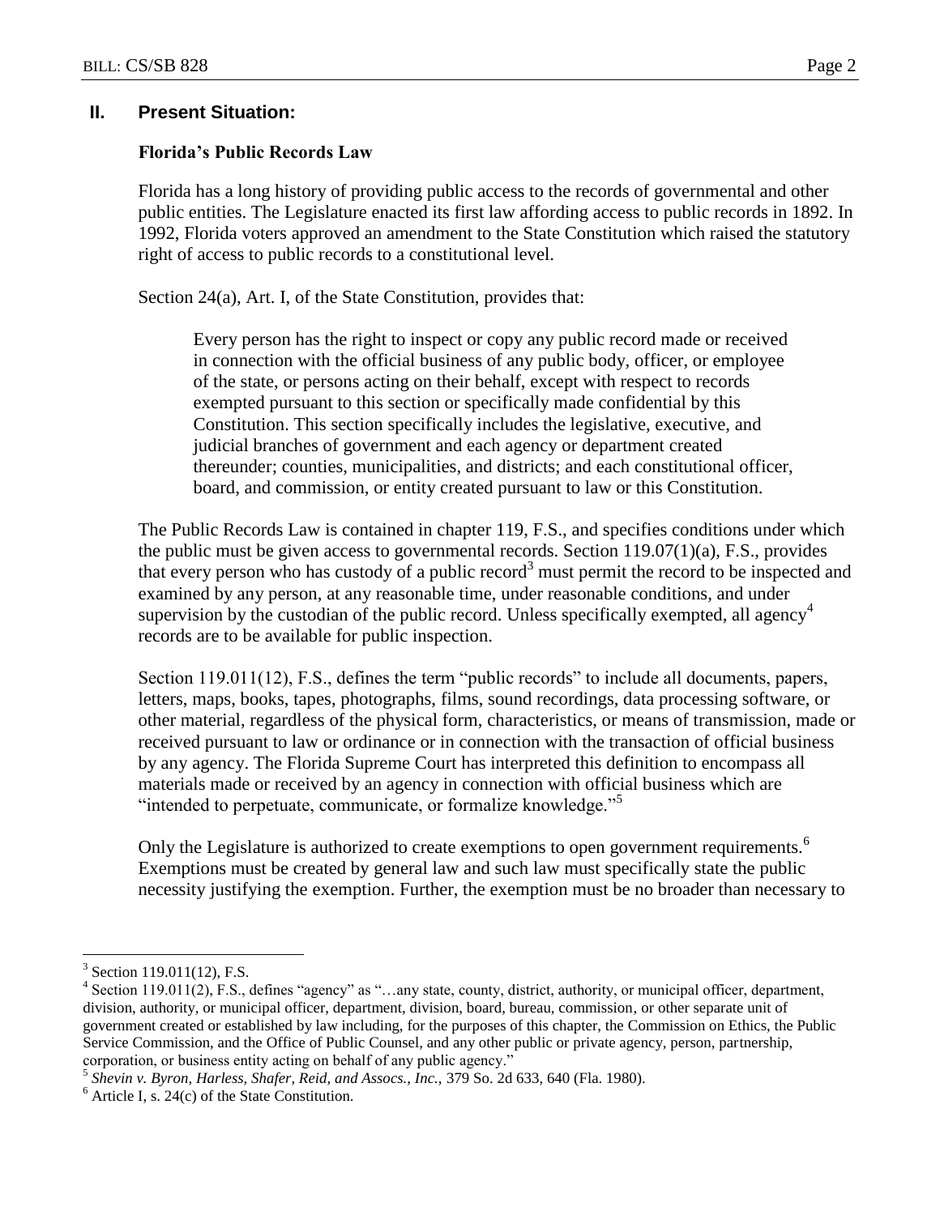## II. Present Situation:

### Florida's Public Records Law

Florida has a long history of providing public access to the records of governmental and other public entities. The Legislature enacted its first law affording access to public records in 1892. In 1992, Florida voters approved an amendment to the State Constitution which raised the statutory right of access to public records to a constitutional level.

Section 24(a), Art. I, of the State Constitution, provides that:

> Every person has the right to inspect or copy any public record made or received in connection with the official business of any public body, officer, or employee of the state, or persons acting on their behalf, except with respect to records exempted pursuant to this section or specifically made confidential by this Constitution. This section specifically includes the legislative, executive, and judicial branches of government and each agency or department created thereunder; counties, municipalities, and districts; and each constitutional officer, board, and commission, or entity created pursuant to law or this Constitution.

The Public Records Law is contained in chapter 119, F.S., and specifies conditions under which the public must be given access to governmental records. Section 119.07(1)(a), F.S., provides that every person who has custody of a public record[3] must permit the record to be inspected and examined by any person, at any reasonable time, under reasonable conditions, and under supervision by the custodian of the public record. Unless specifically exempted, all agency[4] records are to be available for public inspection.

Section 119.011(12), F.S., defines the term "public records" to include all documents, papers, letters, maps, books, tapes, photographs, films, sound recordings, data processing software, or other material, regardless of the physical form, characteristics, or means of transmission, made or received pursuant to law or ordinance or in connection with the transaction of official business by any agency. The Florida Supreme Court has interpreted this definition to encompass all materials made or received by an agency in connection with official business which are "intended to perpetuate, communicate, or formalize knowledge."[5]

Only the Legislature is authorized to create exemptions to open government requirements.[6] Exemptions must be created by general law and such law must specifically state the public necessity justifying the exemption. Further, the exemption must be no broader than necessary to

---

[3] Section 119.011(12), F.S.

[4] Section 119.011(2), F.S., defines "agency" as "…any state, county, district, authority, or municipal officer, department, division, authority, or municipal officer, department, division, board, bureau, commission, or other separate unit of government created or established by law including, for the purposes of this chapter, the Commission on Ethics, the Public Service Commission, and the Office of Public Counsel, and any other public or private agency, person, partnership, corporation, or business entity acting on behalf of any public agency."

[5] *Shevin v. Byron, Harless, Shafer, Reid, and Assocs., Inc.,* 379 So. 2d 633, 640 (Fla. 1980).

[6] Article I, s. 24(c) of the State Constitution.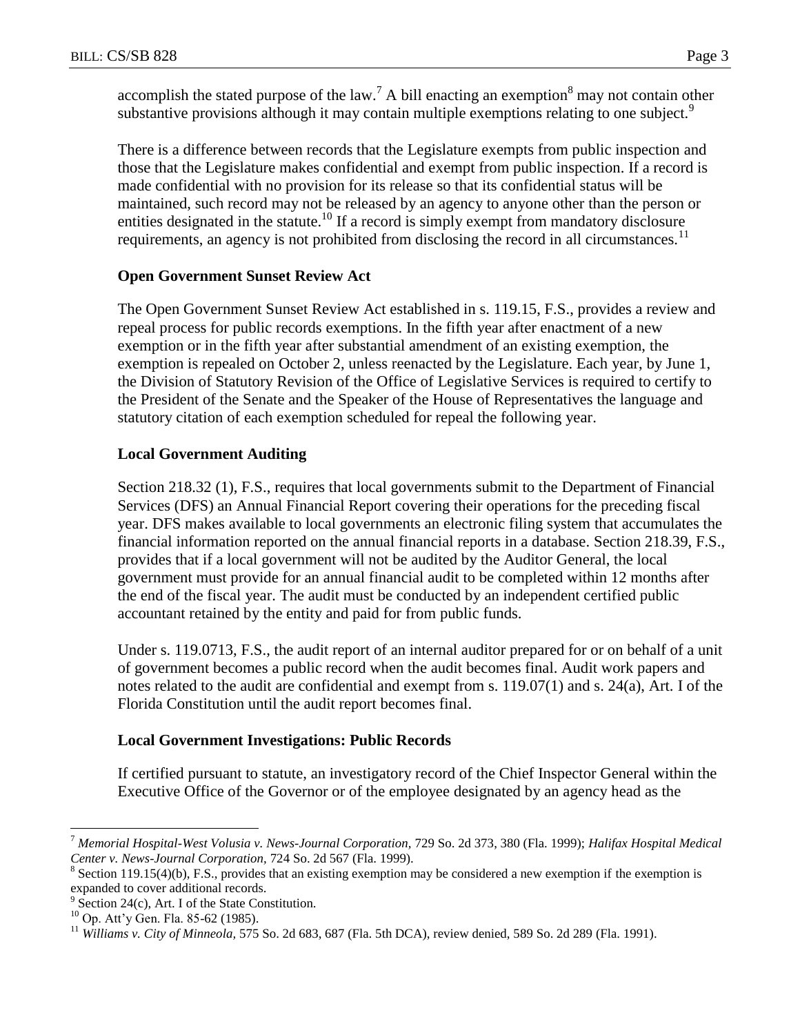accomplish the stated purpose of the law.[7] A bill enacting an exemption[8] may not contain other substantive provisions although it may contain multiple exemptions relating to one subject.[9]

There is a difference between records that the Legislature exempts from public inspection and those that the Legislature makes confidential and exempt from public inspection. If a record is made confidential with no provision for its release so that its confidential status will be maintained, such record may not be released by an agency to anyone other than the person or entities designated in the statute.[10] If a record is simply exempt from mandatory disclosure requirements, an agency is not prohibited from disclosing the record in all circumstances.[11]

**Open Government Sunset Review Act**

The Open Government Sunset Review Act established in s. 119.15, F.S., provides a review and repeal process for public records exemptions. In the fifth year after enactment of a new exemption or in the fifth year after substantial amendment of an existing exemption, the exemption is repealed on October 2, unless reenacted by the Legislature. Each year, by June 1, the Division of Statutory Revision of the Office of Legislative Services is required to certify to the President of the Senate and the Speaker of the House of Representatives the language and statutory citation of each exemption scheduled for repeal the following year.

**Local Government Auditing**

Section 218.32 (1), F.S., requires that local governments submit to the Department of Financial Services (DFS) an Annual Financial Report covering their operations for the preceding fiscal year. DFS makes available to local governments an electronic filing system that accumulates the financial information reported on the annual financial reports in a database. Section 218.39, F.S., provides that if a local government will not be audited by the Auditor General, the local government must provide for an annual financial audit to be completed within 12 months after the end of the fiscal year. The audit must be conducted by an independent certified public accountant retained by the entity and paid for from public funds.

Under s. 119.0713, F.S., the audit report of an internal auditor prepared for or on behalf of a unit of government becomes a public record when the audit becomes final. Audit work papers and notes related to the audit are confidential and exempt from s. 119.07(1) and s. 24(a), Art. I of the Florida Constitution until the audit report becomes final.

**Local Government Investigations: Public Records**

If certified pursuant to statute, an investigatory record of the Chief Inspector General within the Executive Office of the Governor or of the employee designated by an agency head as the

---

[7] *Memorial Hospital-West Volusia v. News-Journal Corporation*, 729 So. 2d 373, 380 (Fla. 1999); *Halifax Hospital Medical Center v. News-Journal Corporation*, 724 So. 2d 567 (Fla. 1999).

[8] Section 119.15(4)(b), F.S., provides that an existing exemption may be considered a new exemption if the exemption is expanded to cover additional records.

[9] Section 24(c), Art. I of the State Constitution.

[10] Op. Att'y Gen. Fla. 85-62 (1985).

[11] *Williams v. City of Minneola*, 575 So. 2d 683, 687 (Fla. 5th DCA), review denied, 589 So. 2d 289 (Fla. 1991).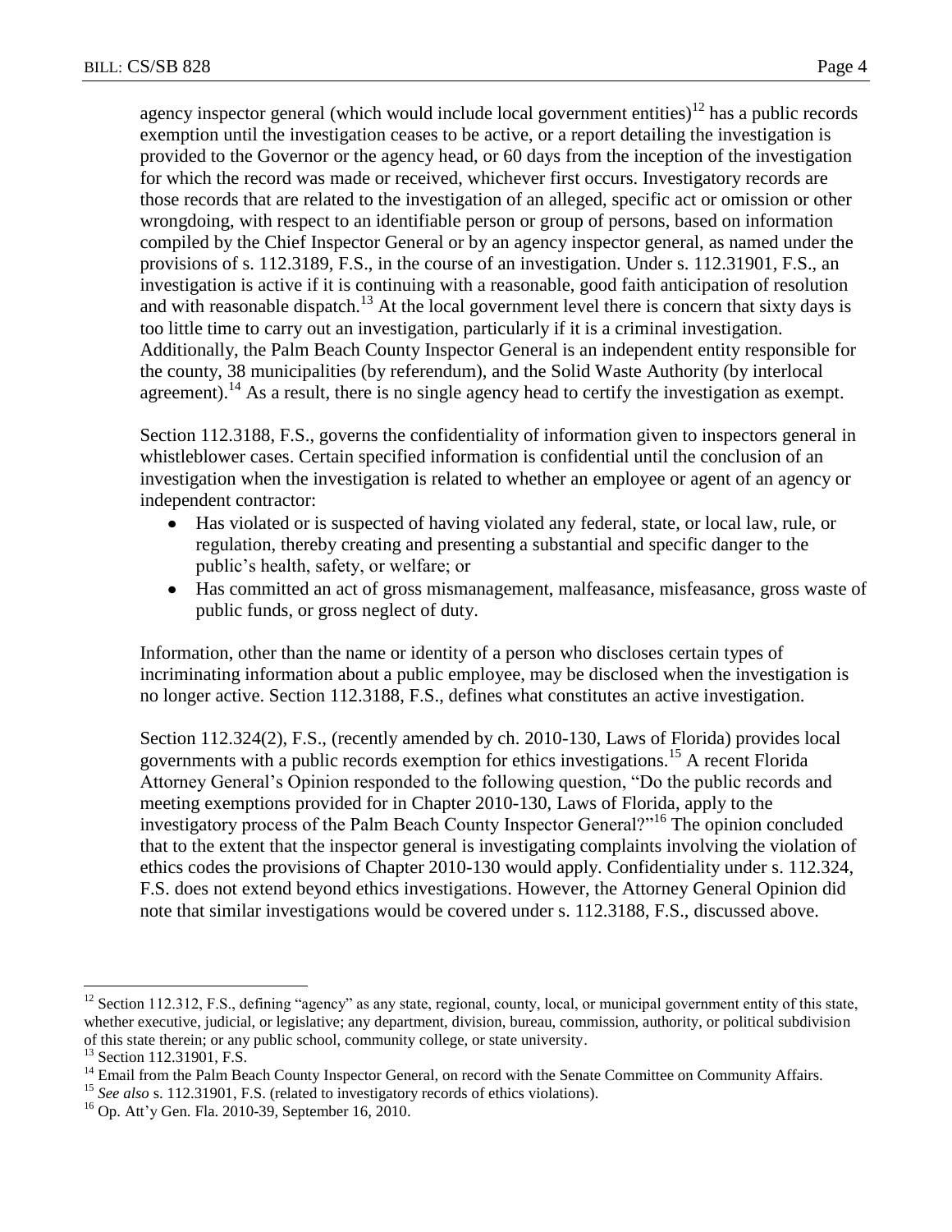agency inspector general (which would include local government entities)[12] has a public records exemption until the investigation ceases to be active, or a report detailing the investigation is provided to the Governor or the agency head, or 60 days from the inception of the investigation for which the record was made or received, whichever first occurs. Investigatory records are those records that are related to the investigation of an alleged, specific act or omission or other wrongdoing, with respect to an identifiable person or group of persons, based on information compiled by the Chief Inspector General or by an agency inspector general, as named under the provisions of s. 112.3189, F.S., in the course of an investigation. Under s. 112.31901, F.S., an investigation is active if it is continuing with a reasonable, good faith anticipation of resolution and with reasonable dispatch.[13] At the local government level there is concern that sixty days is too little time to carry out an investigation, particularly if it is a criminal investigation. Additionally, the Palm Beach County Inspector General is an independent entity responsible for the county, 38 municipalities (by referendum), and the Solid Waste Authority (by interlocal agreement).[14] As a result, there is no single agency head to certify the investigation as exempt.

Section 112.3188, F.S., governs the confidentiality of information given to inspectors general in whistleblower cases. Certain specified information is confidential until the conclusion of an investigation when the investigation is related to whether an employee or agent of an agency or independent contractor:

- Has violated or is suspected of having violated any federal, state, or local law, rule, or regulation, thereby creating and presenting a substantial and specific danger to the public's health, safety, or welfare; or
- Has committed an act of gross mismanagement, malfeasance, misfeasance, gross waste of public funds, or gross neglect of duty.

Information, other than the name or identity of a person who discloses certain types of incriminating information about a public employee, may be disclosed when the investigation is no longer active. Section 112.3188, F.S., defines what constitutes an active investigation.

Section 112.324(2), F.S., (recently amended by ch. 2010-130, Laws of Florida) provides local governments with a public records exemption for ethics investigations.[15] A recent Florida Attorney General's Opinion responded to the following question, "Do the public records and meeting exemptions provided for in Chapter 2010-130, Laws of Florida, apply to the investigatory process of the Palm Beach County Inspector General?"[16] The opinion concluded that to the extent that the inspector general is investigating complaints involving the violation of ethics codes the provisions of Chapter 2010-130 would apply. Confidentiality under s. 112.324, F.S. does not extend beyond ethics investigations. However, the Attorney General Opinion did note that similar investigations would be covered under s. 112.3188, F.S., discussed above.

---

[12] Section 112.312, F.S., defining "agency" as any state, regional, county, local, or municipal government entity of this state, whether executive, judicial, or legislative; any department, division, bureau, commission, authority, or political subdivision of this state therein; or any public school, community college, or state university.

[13] Section 112.31901, F.S.

[14] Email from the Palm Beach County Inspector General, on record with the Senate Committee on Community Affairs.

[15] *See also* s. 112.31901, F.S. (related to investigatory records of ethics violations).

[16] Op. Att'y Gen. Fla. 2010-39, September 16, 2010.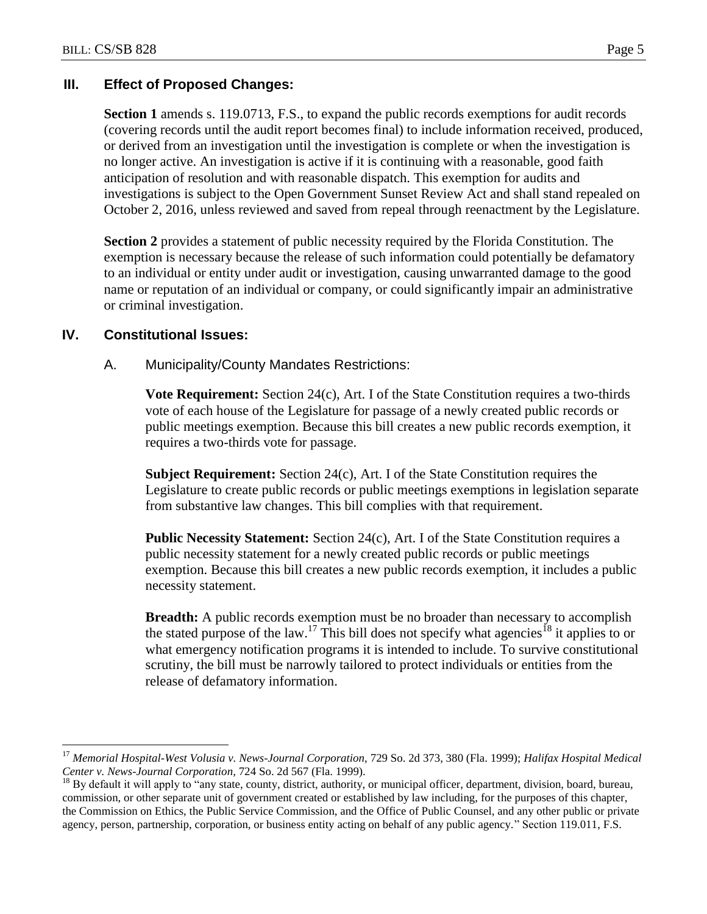## III. Effect of Proposed Changes:

**Section 1** amends s. 119.0713, F.S., to expand the public records exemptions for audit records (covering records until the audit report becomes final) to include information received, produced, or derived from an investigation until the investigation is complete or when the investigation is no longer active. An investigation is active if it is continuing with a reasonable, good faith anticipation of resolution and with reasonable dispatch. This exemption for audits and investigations is subject to the Open Government Sunset Review Act and shall stand repealed on October 2, 2016, unless reviewed and saved from repeal through reenactment by the Legislature.

**Section 2** provides a statement of public necessity required by the Florida Constitution. The exemption is necessary because the release of such information could potentially be defamatory to an individual or entity under audit or investigation, causing unwarranted damage to the good name or reputation of an individual or company, or could significantly impair an administrative or criminal investigation.

## IV. Constitutional Issues:

### A. Municipality/County Mandates Restrictions:

**Vote Requirement:** Section 24(c), Art. I of the State Constitution requires a two-thirds vote of each house of the Legislature for passage of a newly created public records or public meetings exemption. Because this bill creates a new public records exemption, it requires a two-thirds vote for passage.

**Subject Requirement:** Section 24(c), Art. I of the State Constitution requires the Legislature to create public records or public meetings exemptions in legislation separate from substantive law changes. This bill complies with that requirement.

**Public Necessity Statement:** Section 24(c), Art. I of the State Constitution requires a public necessity statement for a newly created public records or public meetings exemption. Because this bill creates a new public records exemption, it includes a public necessity statement.

**Breadth:** A public records exemption must be no broader than necessary to accomplish the stated purpose of the law.[17] This bill does not specify what agencies[18] it applies to or what emergency notification programs it is intended to include. To survive constitutional scrutiny, the bill must be narrowly tailored to protect individuals or entities from the release of defamatory information.

---

[17] *Memorial Hospital-West Volusia v. News-Journal Corporation,* 729 So. 2d 373, 380 (Fla. 1999); *Halifax Hospital Medical Center v. News-Journal Corporation,* 724 So. 2d 567 (Fla. 1999).

[18] By default it will apply to "any state, county, district, authority, or municipal officer, department, division, board, bureau, commission, or other separate unit of government created or established by law including, for the purposes of this chapter, the Commission on Ethics, the Public Service Commission, and the Office of Public Counsel, and any other public or private agency, person, partnership, corporation, or business entity acting on behalf of any public agency." Section 119.011, F.S.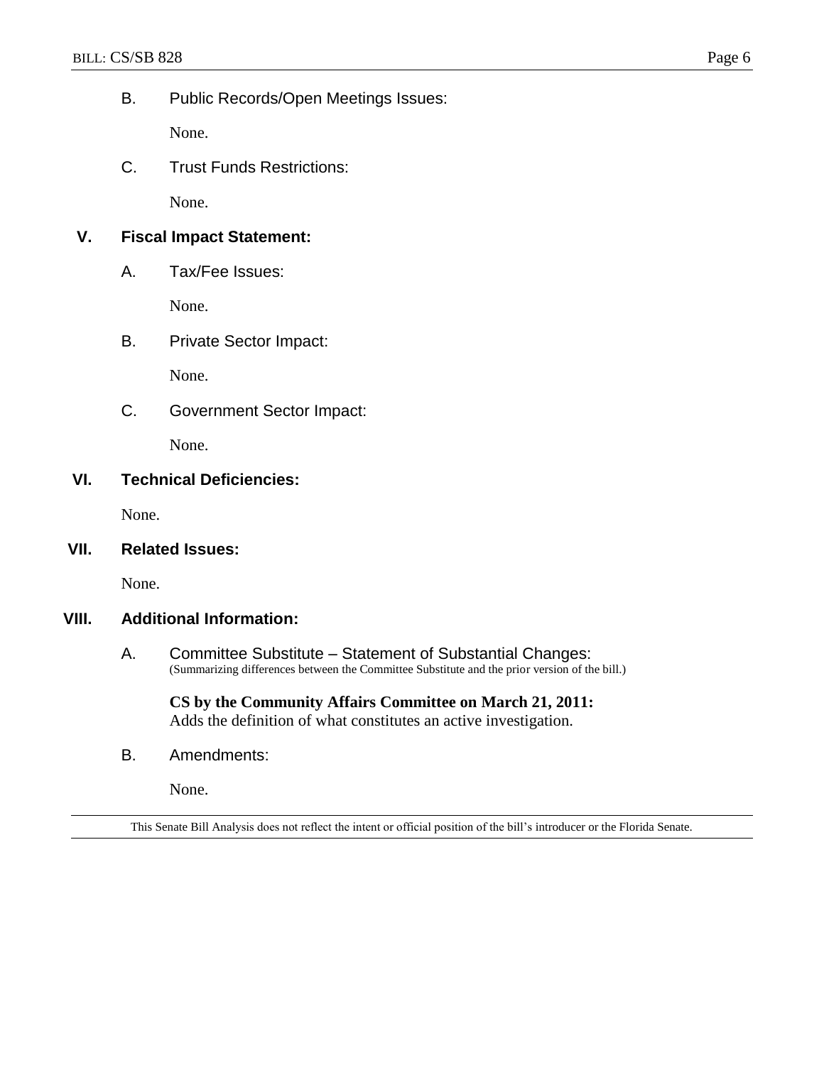B. Public Records/Open Meetings Issues:

None.

C. Trust Funds Restrictions:

None.

## V. Fiscal Impact Statement:

A. Tax/Fee Issues:

None.

B. Private Sector Impact:

None.

C. Government Sector Impact:

None.

## VI. Technical Deficiencies:

None.

## VII. Related Issues:

None.

## VIII. Additional Information:

A. Committee Substitute – Statement of Substantial Changes:
(Summarizing differences between the Committee Substitute and the prior version of the bill.)

**CS by the Community Affairs Committee on March 21, 2011:**
Adds the definition of what constitutes an active investigation.

B. Amendments:

None.

This Senate Bill Analysis does not reflect the intent or official position of the bill's introducer or the Florida Senate.